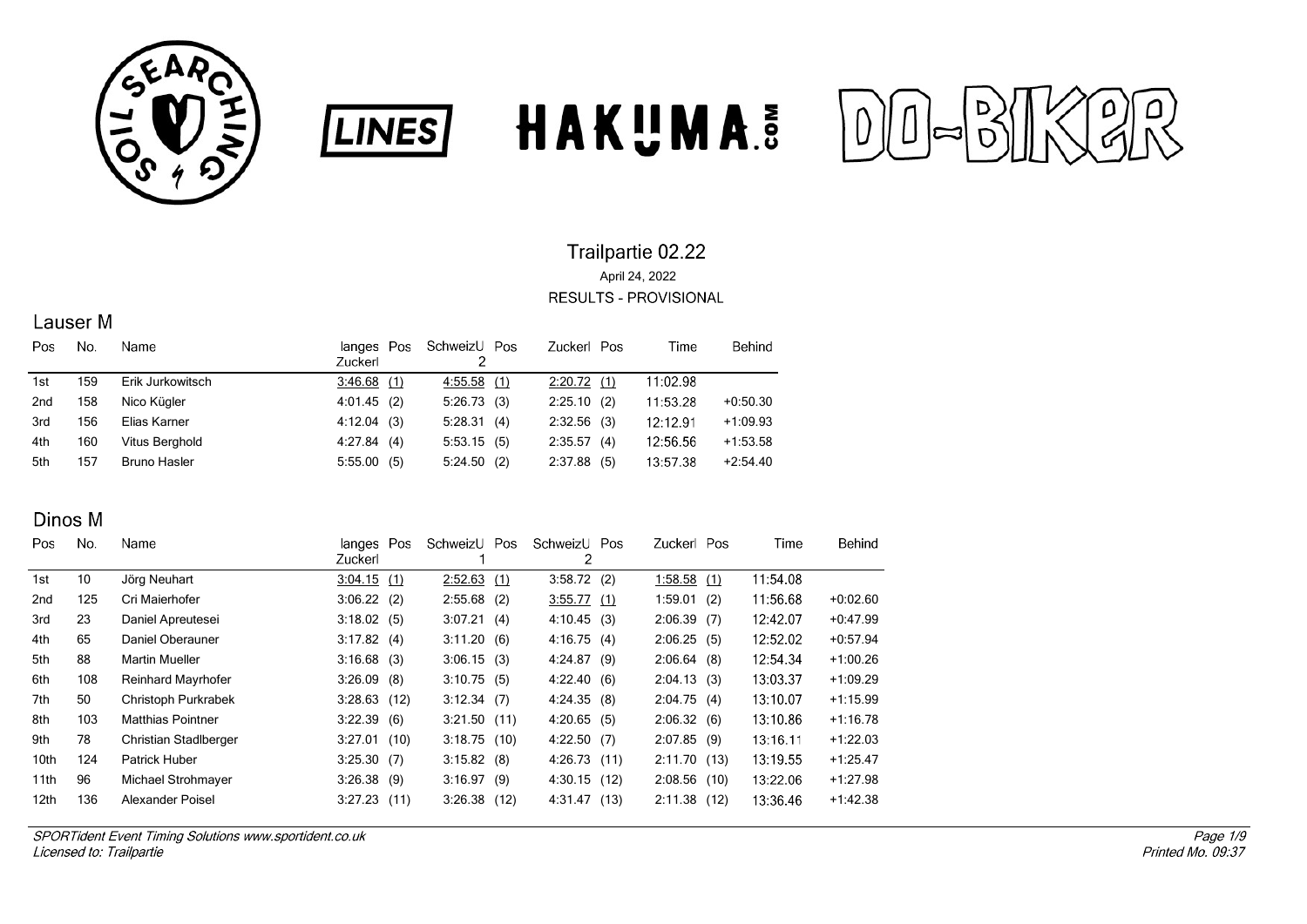# Trailpartie 02.22

April 24, 2022

RESULTS - PROVISIONAL

## Lauser M

| Pos | No. | Name | langes Zuckerl | Pos | SchweizU 2 | Pos | Zuckerl | Pos | Time | Behind |
|---|---|---|---|---|---|---|---|---|---|---|
| 1st | 159 | Erik Jurkowitsch | 3:46.68 | (1) | 4:55.58 | (1) | 2:20.72 | (1) | 11:02.98 | |
| 2nd | 158 | Nico Kügler | 4:01.45 | (2) | 5:26.73 | (3) | 2:25.10 | (2) | 11:53.28 | +0:50.30 |
| 3rd | 156 | Elias Karner | 4:12.04 | (3) | 5:28.31 | (4) | 2:32.56 | (3) | 12:12.91 | +1:09.93 |
| 4th | 160 | Vitus Berghold | 4:27.84 | (4) | 5:53.15 | (5) | 2:35.57 | (4) | 12:56.56 | +1:53.58 |
| 5th | 157 | Bruno Hasler | 5:55.00 | (5) | 5:24.50 | (2) | 2:37.88 | (5) | 13:57.38 | +2:54.40 |

## Dinos M

| Pos | No. | Name | langes Zuckerl | Pos | SchweizU 1 | Pos | SchweizU 2 | Pos | Zuckerl | Pos | Time | Behind |
|---|---|---|---|---|---|---|---|---|---|---|---|---|
| 1st | 10 | Jörg Neuhart | 3:04.15 | (1) | 2:52.63 | (1) | 3:58.72 | (2) | 1:58.58 | (1) | 11:54.08 | |
| 2nd | 125 | Cri Maierhofer | 3:06.22 | (2) | 2:55.68 | (2) | 3:55.77 | (1) | 1:59.01 | (2) | 11:56.68 | +0:02.60 |
| 3rd | 23 | Daniel Apreutesei | 3:18.02 | (5) | 3:07.21 | (4) | 4:10.45 | (3) | 2:06.39 | (7) | 12:42.07 | +0:47.99 |
| 4th | 65 | Daniel Oberauner | 3:17.82 | (4) | 3:11.20 | (6) | 4:16.75 | (4) | 2:06.25 | (5) | 12:52.02 | +0:57.94 |
| 5th | 88 | Martin Mueller | 3:16.68 | (3) | 3:06.15 | (3) | 4:24.87 | (9) | 2:06.64 | (8) | 12:54.34 | +1:00.26 |
| 6th | 108 | Reinhard Mayrhofer | 3:26.09 | (8) | 3:10.75 | (5) | 4:22.40 | (6) | 2:04.13 | (3) | 13:03.37 | +1:09.29 |
| 7th | 50 | Christoph Purkrabek | 3:28.63 | (12) | 3:12.34 | (7) | 4:24.35 | (8) | 2:04.75 | (4) | 13:10.07 | +1:15.99 |
| 8th | 103 | Matthias Pointner | 3:22.39 | (6) | 3:21.50 | (11) | 4:20.65 | (5) | 2:06.32 | (6) | 13:10.86 | +1:16.78 |
| 9th | 78 | Christian Stadlberger | 3:27.01 | (10) | 3:18.75 | (10) | 4:22.50 | (7) | 2:07.85 | (9) | 13:16.11 | +1:22.03 |
| 10th | 124 | Patrick Huber | 3:25.30 | (7) | 3:15.82 | (8) | 4:26.73 | (11) | 2:11.70 | (13) | 13:19.55 | +1:25.47 |
| 11th | 96 | Michael Strohmayer | 3:26.38 | (9) | 3:16.97 | (9) | 4:30.15 | (12) | 2:08.56 | (10) | 13:22.06 | +1:27.98 |
| 12th | 136 | Alexander Poisel | 3:27.23 | (11) | 3:26.38 | (12) | 4:31.47 | (13) | 2:11.38 | (12) | 13:36.46 | +1:42.38 |

*SPORTident Event Timing Solutions www.sportident.co.uk*
*Licensed to: Trailpartie*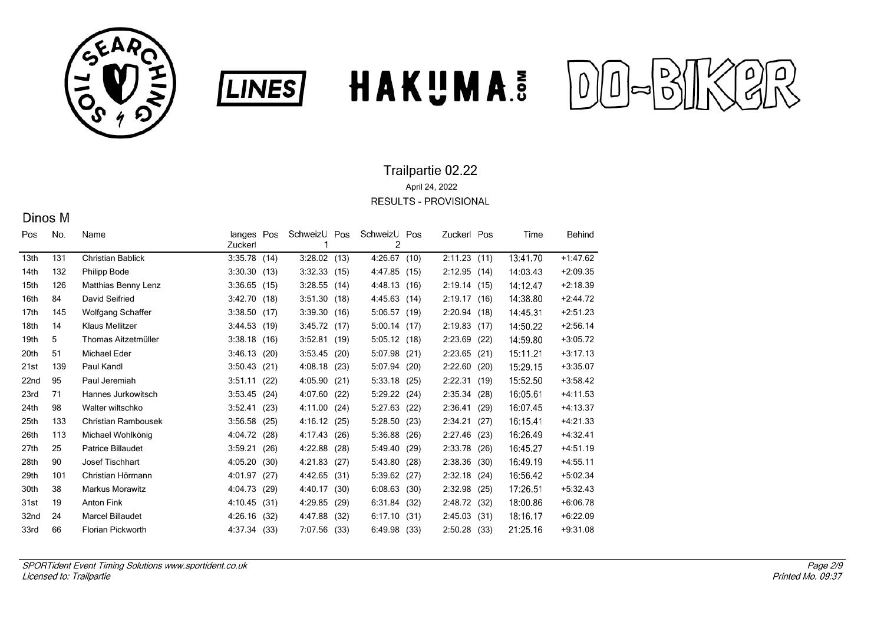# Trailpartie 02.22

April 24, 2022

RESULTS - PROVISIONAL

## Dinos M

| Pos | No. | Name | langes Zuckerl | Pos | SchweizU 1 | Pos | SchweizU 2 | Pos | Zuckerl | Pos | Time | Behind |
|---|---|---|---|---|---|---|---|---|---|---|---|---|
| 13th | 131 | Christian Bablick | 3:35.78 | (14) | 3:28.02 | (13) | 4:26.67 | (10) | 2:11.23 | (11) | 13:41.70 | +1:47.62 |
| 14th | 132 | Philipp Bode | 3:30.30 | (13) | 3:32.33 | (15) | 4:47.85 | (15) | 2:12.95 | (14) | 14:03.43 | +2:09.35 |
| 15th | 126 | Matthias Benny Lenz | 3:36.65 | (15) | 3:28.55 | (14) | 4:48.13 | (16) | 2:19.14 | (15) | 14:12.47 | +2:18.39 |
| 16th | 84 | David Seifried | 3:42.70 | (18) | 3:51.30 | (18) | 4:45.63 | (14) | 2:19.17 | (16) | 14:38.80 | +2:44.72 |
| 17th | 145 | Wolfgang Schaffer | 3:38.50 | (17) | 3:39.30 | (16) | 5:06.57 | (19) | 2:20.94 | (18) | 14:45.31 | +2:51.23 |
| 18th | 14 | Klaus Mellitzer | 3:44.53 | (19) | 3:45.72 | (17) | 5:00.14 | (17) | 2:19.83 | (17) | 14:50.22 | +2:56.14 |
| 19th | 5 | Thomas Aitzetmüller | 3:38.18 | (16) | 3:52.81 | (19) | 5:05.12 | (18) | 2:23.69 | (22) | 14:59.80 | +3:05.72 |
| 20th | 51 | Michael Eder | 3:46.13 | (20) | 3:53.45 | (20) | 5:07.98 | (21) | 2:23.65 | (21) | 15:11.21 | +3:17.13 |
| 21st | 139 | Paul Kandl | 3:50.43 | (21) | 4:08.18 | (23) | 5:07.94 | (20) | 2:22.60 | (20) | 15:29.15 | +3:35.07 |
| 22nd | 95 | Paul Jeremiah | 3:51.11 | (22) | 4:05.90 | (21) | 5:33.18 | (25) | 2:22.31 | (19) | 15:52.50 | +3:58.42 |
| 23rd | 71 | Hannes Jurkowitsch | 3:53.45 | (24) | 4:07.60 | (22) | 5:29.22 | (24) | 2:35.34 | (28) | 16:05.61 | +4:11.53 |
| 24th | 98 | Walter wiltschko | 3:52.41 | (23) | 4:11.00 | (24) | 5:27.63 | (22) | 2:36.41 | (29) | 16:07.45 | +4:13.37 |
| 25th | 133 | Christian Rambousek | 3:56.58 | (25) | 4:16.12 | (25) | 5:28.50 | (23) | 2:34.21 | (27) | 16:15.41 | +4:21.33 |
| 26th | 113 | Michael Wohlkönig | 4:04.72 | (28) | 4:17.43 | (26) | 5:36.88 | (26) | 2:27.46 | (23) | 16:26.49 | +4:32.41 |
| 27th | 25 | Patrice Billaudet | 3:59.21 | (26) | 4:22.88 | (28) | 5:49.40 | (29) | 2:33.78 | (26) | 16:45.27 | +4:51.19 |
| 28th | 90 | Josef Tischhart | 4:05.20 | (30) | 4:21.83 | (27) | 5:43.80 | (28) | 2:38.36 | (30) | 16:49.19 | +4:55.11 |
| 29th | 101 | Christian Hörmann | 4:01.97 | (27) | 4:42.65 | (31) | 5:39.62 | (27) | 2:32.18 | (24) | 16:56.42 | +5:02.34 |
| 30th | 38 | Markus Morawitz | 4:04.73 | (29) | 4:40.17 | (30) | 6:08.63 | (30) | 2:32.98 | (25) | 17:26.51 | +5:32.43 |
| 31st | 19 | Anton Fink | 4:10.45 | (31) | 4:29.85 | (29) | 6:31.84 | (32) | 2:48.72 | (32) | 18:00.86 | +6:06.78 |
| 32nd | 24 | Marcel Billaudet | 4:26.16 | (32) | 4:47.88 | (32) | 6:17.10 | (31) | 2:45.03 | (31) | 18:16.17 | +6:22.09 |
| 33rd | 66 | Florian Pickworth | 4:37.34 | (33) | 7:07.56 | (33) | 6:49.98 | (33) | 2:50.28 | (33) | 21:25.16 | +9:31.08 |

*SPORTident Event Timing Solutions www.sportident.co.uk*
*Licensed to: Trailpartie*

*Printed Mo. 09:37*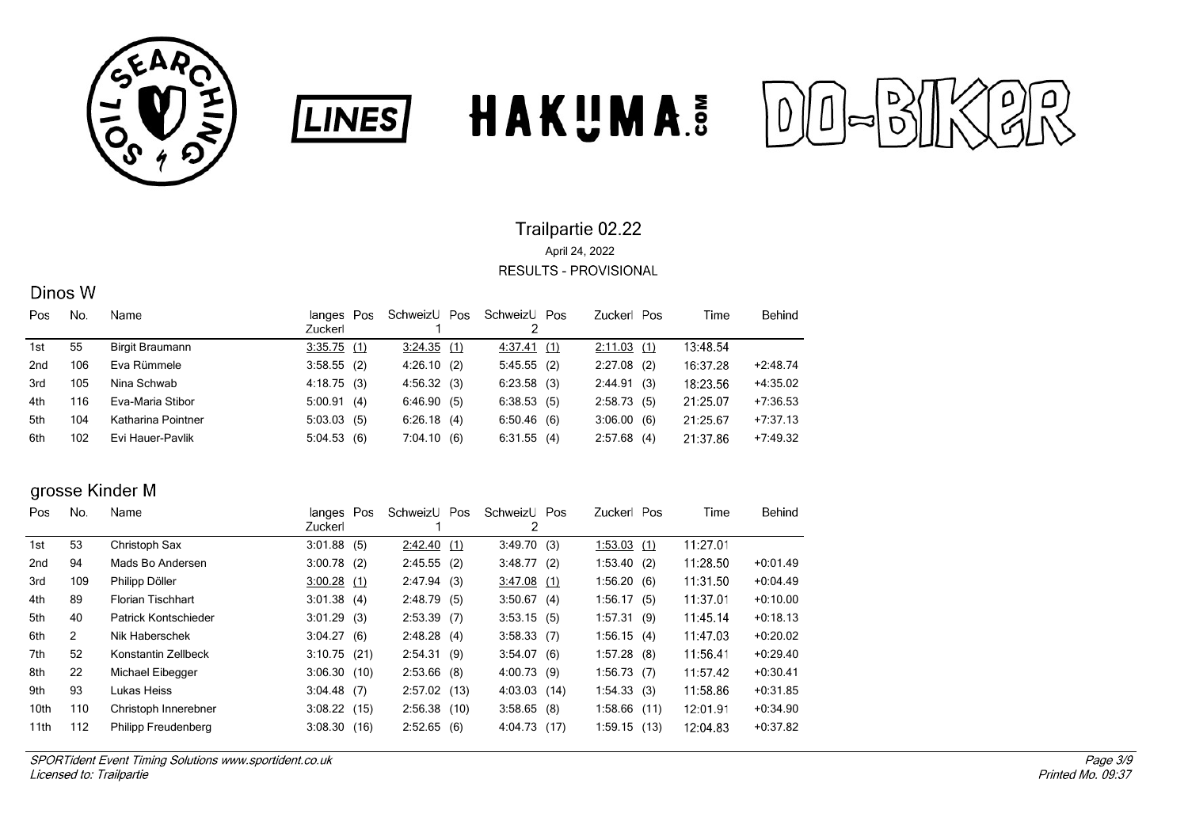# Trailpartie 02.22

April 24, 2022

RESULTS - PROVISIONAL

## Dinos W

| Pos | No. | Name | langes Zuckerl | Pos | SchweizU 1 | Pos | SchweizU 2 | Pos | Zuckerl | Pos | Time | Behind |
|---|---|---|---|---|---|---|---|---|---|---|---|---|
| 1st | 55 | Birgit Braumann | 3:35.75 | (1) | 3:24.35 | (1) | 4:37.41 | (1) | 2:11.03 | (1) | 13:48.54 | |
| 2nd | 106 | Eva Rümmele | 3:58.55 | (2) | 4:26.10 | (2) | 5:45.55 | (2) | 2:27.08 | (2) | 16:37.28 | +2:48.74 |
| 3rd | 105 | Nina Schwab | 4:18.75 | (3) | 4:56.32 | (3) | 6:23.58 | (3) | 2:44.91 | (3) | 18:23.56 | +4:35.02 |
| 4th | 116 | Eva-Maria Stibor | 5:00.91 | (4) | 6:46.90 | (5) | 6:38.53 | (5) | 2:58.73 | (5) | 21:25.07 | +7:36.53 |
| 5th | 104 | Katharina Pointner | 5:03.03 | (5) | 6:26.18 | (4) | 6:50.46 | (6) | 3:06.00 | (6) | 21:25.67 | +7:37.13 |
| 6th | 102 | Evi Hauer-Pavlik | 5:04.53 | (6) | 7:04.10 | (6) | 6:31.55 | (4) | 2:57.68 | (4) | 21:37.86 | +7:49.32 |

## grosse Kinder M

| Pos | No. | Name | langes Zuckerl | Pos | SchweizU 1 | Pos | SchweizU 2 | Pos | Zuckerl | Pos | Time | Behind |
|---|---|---|---|---|---|---|---|---|---|---|---|---|
| 1st | 53 | Christoph Sax | 3:01.88 | (5) | 2:42.40 | (1) | 3:49.70 | (3) | 1:53.03 | (1) | 11:27.01 | |
| 2nd | 94 | Mads Bo Andersen | 3:00.78 | (2) | 2:45.55 | (2) | 3:48.77 | (2) | 1:53.40 | (2) | 11:28.50 | +0:01.49 |
| 3rd | 109 | Philipp Döller | 3:00.28 | (1) | 2:47.94 | (3) | 3:47.08 | (1) | 1:56.20 | (6) | 11:31.50 | +0:04.49 |
| 4th | 89 | Florian Tischhart | 3:01.38 | (4) | 2:48.79 | (5) | 3:50.67 | (4) | 1:56.17 | (5) | 11:37.01 | +0:10.00 |
| 5th | 40 | Patrick Kontschieder | 3:01.29 | (3) | 2:53.39 | (7) | 3:53.15 | (5) | 1:57.31 | (9) | 11:45.14 | +0:18.13 |
| 6th | 2 | Nik Haberschek | 3:04.27 | (6) | 2:48.28 | (4) | 3:58.33 | (7) | 1:56.15 | (4) | 11:47.03 | +0:20.02 |
| 7th | 52 | Konstantin Zellbeck | 3:10.75 | (21) | 2:54.31 | (9) | 3:54.07 | (6) | 1:57.28 | (8) | 11:56.41 | +0:29.40 |
| 8th | 22 | Michael Eibegger | 3:06.30 | (10) | 2:53.66 | (8) | 4:00.73 | (9) | 1:56.73 | (7) | 11:57.42 | +0:30.41 |
| 9th | 93 | Lukas Heiss | 3:04.48 | (7) | 2:57.02 | (13) | 4:03.03 | (14) | 1:54.33 | (3) | 11:58.86 | +0:31.85 |
| 10th | 110 | Christoph Innerebner | 3:08.22 | (15) | 2:56.38 | (10) | 3:58.65 | (8) | 1:58.66 | (11) | 12:01.91 | +0:34.90 |
| 11th | 112 | Philipp Freudenberg | 3:08.30 | (16) | 2:52.65 | (6) | 4:04.73 | (17) | 1:59.15 | (13) | 12:04.83 | +0:37.82 |

*SPORTident Event Timing Solutions www.sportident.co.uk*
*Licensed to: Trailpartie*

*Printed Mo. 09:37*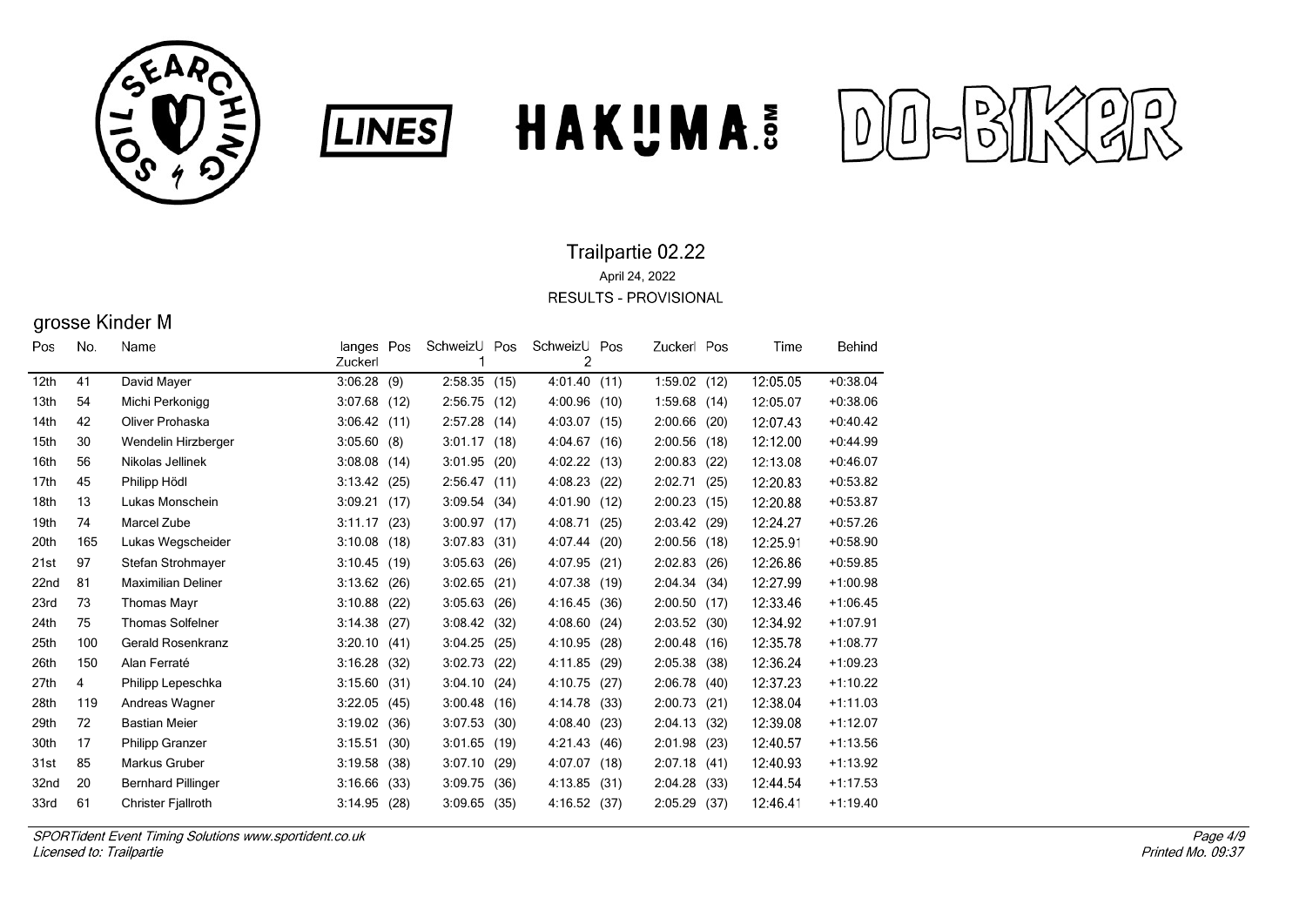# Trailpartie 02.22

April 24, 2022

RESULTS - PROVISIONAL

## grosse Kinder M

| Pos | No. | Name | langes Zuckerl | Pos | SchweizU 1 | Pos | SchweizU 2 | Pos | Zuckerl | Pos | Time | Behind |
|---|---|---|---|---|---|---|---|---|---|---|---|---|
| 12th | 41 | David Mayer | 3:06.28 | (9) | 2:58.35 | (15) | 4:01.40 | (11) | 1:59.02 | (12) | 12:05.05 | +0:38.04 |
| 13th | 54 | Michi Perkonigg | 3:07.68 | (12) | 2:56.75 | (12) | 4:00.96 | (10) | 1:59.68 | (14) | 12:05.07 | +0:38.06 |
| 14th | 42 | Oliver Prohaska | 3:06.42 | (11) | 2:57.28 | (14) | 4:03.07 | (15) | 2:00.66 | (20) | 12:07.43 | +0:40.42 |
| 15th | 30 | Wendelin Hirzberger | 3:05.60 | (8) | 3:01.17 | (18) | 4:04.67 | (16) | 2:00.56 | (18) | 12:12.00 | +0:44.99 |
| 16th | 56 | Nikolas Jellinek | 3:08.08 | (14) | 3:01.95 | (20) | 4:02.22 | (13) | 2:00.83 | (22) | 12:13.08 | +0:46.07 |
| 17th | 45 | Philipp Hödl | 3:13.42 | (25) | 2:56.47 | (11) | 4:08.23 | (22) | 2:02.71 | (25) | 12:20.83 | +0:53.82 |
| 18th | 13 | Lukas Monschein | 3:09.21 | (17) | 3:09.54 | (34) | 4:01.90 | (12) | 2:00.23 | (15) | 12:20.88 | +0:53.87 |
| 19th | 74 | Marcel Zube | 3:11.17 | (23) | 3:00.97 | (17) | 4:08.71 | (25) | 2:03.42 | (29) | 12:24.27 | +0:57.26 |
| 20th | 165 | Lukas Wegscheider | 3:10.08 | (18) | 3:07.83 | (31) | 4:07.44 | (20) | 2:00.56 | (18) | 12:25.91 | +0:58.90 |
| 21st | 97 | Stefan Strohmayer | 3:10.45 | (19) | 3:05.63 | (26) | 4:07.95 | (21) | 2:02.83 | (26) | 12:26.86 | +0:59.85 |
| 22nd | 81 | Maximilian Deliner | 3:13.62 | (26) | 3:02.65 | (21) | 4:07.38 | (19) | 2:04.34 | (34) | 12:27.99 | +1:00.98 |
| 23rd | 73 | Thomas Mayr | 3:10.88 | (22) | 3:05.63 | (26) | 4:16.45 | (36) | 2:00.50 | (17) | 12:33.46 | +1:06.45 |
| 24th | 75 | Thomas Solfelner | 3:14.38 | (27) | 3:08.42 | (32) | 4:08.60 | (24) | 2:03.52 | (30) | 12:34.92 | +1:07.91 |
| 25th | 100 | Gerald Rosenkranz | 3:20.10 | (41) | 3:04.25 | (25) | 4:10.95 | (28) | 2:00.48 | (16) | 12:35.78 | +1:08.77 |
| 26th | 150 | Alan Ferraté | 3:16.28 | (32) | 3:02.73 | (22) | 4:11.85 | (29) | 2:05.38 | (38) | 12:36.24 | +1:09.23 |
| 27th | 4 | Philipp Lepeschka | 3:15.60 | (31) | 3:04.10 | (24) | 4:10.75 | (27) | 2:06.78 | (40) | 12:37.23 | +1:10.22 |
| 28th | 119 | Andreas Wagner | 3:22.05 | (45) | 3:00.48 | (16) | 4:14.78 | (33) | 2:00.73 | (21) | 12:38.04 | +1:11.03 |
| 29th | 72 | Bastian Meier | 3:19.02 | (36) | 3:07.53 | (30) | 4:08.40 | (23) | 2:04.13 | (32) | 12:39.08 | +1:12.07 |
| 30th | 17 | Philipp Granzer | 3:15.51 | (30) | 3:01.65 | (19) | 4:21.43 | (46) | 2:01.98 | (23) | 12:40.57 | +1:13.56 |
| 31st | 85 | Markus Gruber | 3:19.58 | (38) | 3:07.10 | (29) | 4:07.07 | (18) | 2:07.18 | (41) | 12:40.93 | +1:13.92 |
| 32nd | 20 | Bernhard Pillinger | 3:16.66 | (33) | 3:09.75 | (36) | 4:13.85 | (31) | 2:04.28 | (33) | 12:44.54 | +1:17.53 |
| 33rd | 61 | Christer Fjallroth | 3:14.95 | (28) | 3:09.65 | (35) | 4:16.52 | (37) | 2:05.29 | (37) | 12:46.41 | +1:19.40 |

*SPORTident Event Timing Solutions www.sportident.co.uk*
*Licensed to: Trailpartie*

*Printed Mo. 09:37*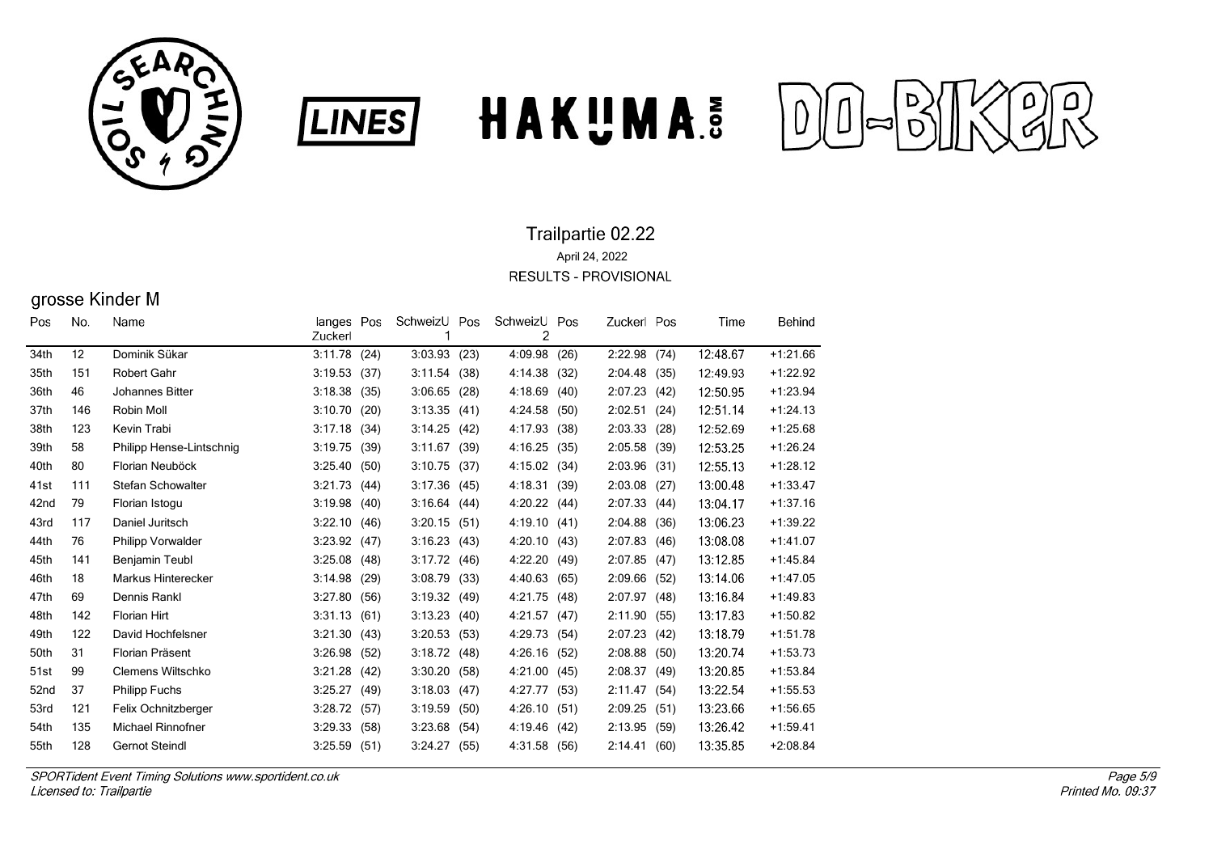# Trailpartie 02.22

April 24, 2022

RESULTS - PROVISIONAL

## grosse Kinder M

| Pos | No. | Name | langes Zuckerl | Pos | SchweizU 1 | Pos | SchweizU 2 | Pos | Zuckerl | Pos | Time | Behind |
|---|---|---|---|---|---|---|---|---|---|---|---|---|
| 34th | 12 | Dominik Sükar | 3:11.78 | (24) | 3:03.93 | (23) | 4:09.98 | (26) | 2:22.98 | (74) | 12:48.67 | +1:21.66 |
| 35th | 151 | Robert Gahr | 3:19.53 | (37) | 3:11.54 | (38) | 4:14.38 | (32) | 2:04.48 | (35) | 12:49.93 | +1:22.92 |
| 36th | 46 | Johannes Bitter | 3:18.38 | (35) | 3:06.65 | (28) | 4:18.69 | (40) | 2:07.23 | (42) | 12:50.95 | +1:23.94 |
| 37th | 146 | Robin Moll | 3:10.70 | (20) | 3:13.35 | (41) | 4:24.58 | (50) | 2:02.51 | (24) | 12:51.14 | +1:24.13 |
| 38th | 123 | Kevin Trabi | 3:17.18 | (34) | 3:14.25 | (42) | 4:17.93 | (38) | 2:03.33 | (28) | 12:52.69 | +1:25.68 |
| 39th | 58 | Philipp Hense-Lintschnig | 3:19.75 | (39) | 3:11.67 | (39) | 4:16.25 | (35) | 2:05.58 | (39) | 12:53.25 | +1:26.24 |
| 40th | 80 | Florian Neuböck | 3:25.40 | (50) | 3:10.75 | (37) | 4:15.02 | (34) | 2:03.96 | (31) | 12:55.13 | +1:28.12 |
| 41st | 111 | Stefan Schowalter | 3:21.73 | (44) | 3:17.36 | (45) | 4:18.31 | (39) | 2:03.08 | (27) | 13:00.48 | +1:33.47 |
| 42nd | 79 | Florian Istogu | 3:19.98 | (40) | 3:16.64 | (44) | 4:20.22 | (44) | 2:07.33 | (44) | 13:04.17 | +1:37.16 |
| 43rd | 117 | Daniel Juritsch | 3:22.10 | (46) | 3:20.15 | (51) | 4:19.10 | (41) | 2:04.88 | (36) | 13:06.23 | +1:39.22 |
| 44th | 76 | Philipp Vorwalder | 3:23.92 | (47) | 3:16.23 | (43) | 4:20.10 | (43) | 2:07.83 | (46) | 13:08.08 | +1:41.07 |
| 45th | 141 | Benjamin Teubl | 3:25.08 | (48) | 3:17.72 | (46) | 4:22.20 | (49) | 2:07.85 | (47) | 13:12.85 | +1:45.84 |
| 46th | 18 | Markus Hinterecker | 3:14.98 | (29) | 3:08.79 | (33) | 4:40.63 | (65) | 2:09.66 | (52) | 13:14.06 | +1:47.05 |
| 47th | 69 | Dennis Rankl | 3:27.80 | (56) | 3:19.32 | (49) | 4:21.75 | (48) | 2:07.97 | (48) | 13:16.84 | +1:49.83 |
| 48th | 142 | Florian Hirt | 3:31.13 | (61) | 3:13.23 | (40) | 4:21.57 | (47) | 2:11.90 | (55) | 13:17.83 | +1:50.82 |
| 49th | 122 | David Hochfelsner | 3:21.30 | (43) | 3:20.53 | (53) | 4:29.73 | (54) | 2:07.23 | (42) | 13:18.79 | +1:51.78 |
| 50th | 31 | Florian Präsent | 3:26.98 | (52) | 3:18.72 | (48) | 4:26.16 | (52) | 2:08.88 | (50) | 13:20.74 | +1:53.73 |
| 51st | 99 | Clemens Wiltschko | 3:21.28 | (42) | 3:30.20 | (58) | 4:21.00 | (45) | 2:08.37 | (49) | 13:20.85 | +1:53.84 |
| 52nd | 37 | Philipp Fuchs | 3:25.27 | (49) | 3:18.03 | (47) | 4:27.77 | (53) | 2:11.47 | (54) | 13:22.54 | +1:55.53 |
| 53rd | 121 | Felix Ochnitzberger | 3:28.72 | (57) | 3:19.59 | (50) | 4:26.10 | (51) | 2:09.25 | (51) | 13:23.66 | +1:56.65 |
| 54th | 135 | Michael Rinnofner | 3:29.33 | (58) | 3:23.68 | (54) | 4:19.46 | (42) | 2:13.95 | (59) | 13:26.42 | +1:59.41 |
| 55th | 128 | Gernot Steindl | 3:25.59 | (51) | 3:24.27 | (55) | 4:31.58 | (56) | 2:14.41 | (60) | 13:35.85 | +2:08.84 |

*SPORTident Event Timing Solutions www.sportident.co.uk*
*Licensed to: Trailpartie*

*Printed Mo. 09:37*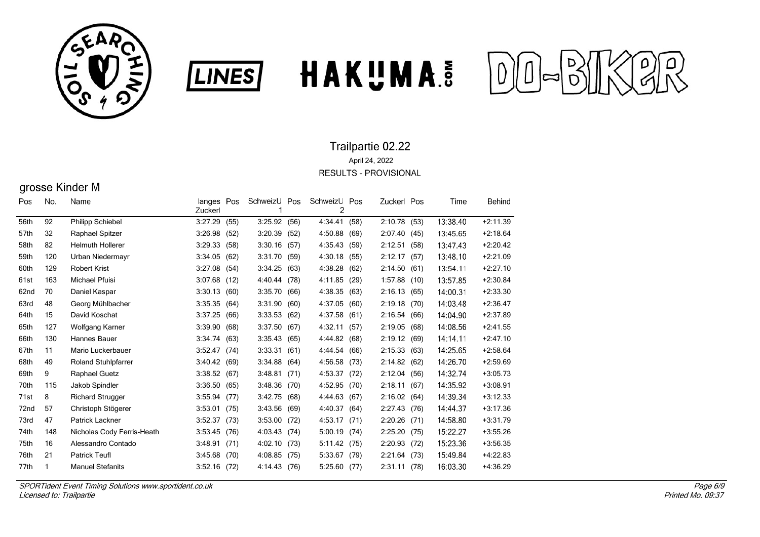# Trailpartie 02.22

April 24, 2022

RESULTS - PROVISIONAL

## grosse Kinder M

| Pos | No. | Name | langes Zuckerl | Pos | SchweizU 1 | Pos | SchweizU 2 | Pos | Zuckerl | Pos | Time | Behind |
|---|---|---|---|---|---|---|---|---|---|---|---|---|
| 56th | 92 | Philipp Schiebel | 3:27.29 | (55) | 3:25.92 | (56) | 4:34.41 | (58) | 2:10.78 | (53) | 13:38.40 | +2:11.39 |
| 57th | 32 | Raphael Spitzer | 3:26.98 | (52) | 3:20.39 | (52) | 4:50.88 | (69) | 2:07.40 | (45) | 13:45.65 | +2:18.64 |
| 58th | 82 | Helmuth Hollerer | 3:29.33 | (58) | 3:30.16 | (57) | 4:35.43 | (59) | 2:12.51 | (58) | 13:47.43 | +2:20.42 |
| 59th | 120 | Urban Niedermayr | 3:34.05 | (62) | 3:31.70 | (59) | 4:30.18 | (55) | 2:12.17 | (57) | 13:48.10 | +2:21.09 |
| 60th | 129 | Robert Krist | 3:27.08 | (54) | 3:34.25 | (63) | 4:38.28 | (62) | 2:14.50 | (61) | 13:54.11 | +2:27.10 |
| 61st | 163 | Michael Pfuisi | 3:07.68 | (12) | 4:40.44 | (78) | 4:11.85 | (29) | 1:57.88 | (10) | 13:57.85 | +2:30.84 |
| 62nd | 70 | Daniel Kaspar | 3:30.13 | (60) | 3:35.70 | (66) | 4:38.35 | (63) | 2:16.13 | (65) | 14:00.31 | +2:33.30 |
| 63rd | 48 | Georg Mühlbacher | 3:35.35 | (64) | 3:31.90 | (60) | 4:37.05 | (60) | 2:19.18 | (70) | 14:03.48 | +2:36.47 |
| 64th | 15 | David Koschat | 3:37.25 | (66) | 3:33.53 | (62) | 4:37.58 | (61) | 2:16.54 | (66) | 14:04.90 | +2:37.89 |
| 65th | 127 | Wolfgang Karner | 3:39.90 | (68) | 3:37.50 | (67) | 4:32.11 | (57) | 2:19.05 | (68) | 14:08.56 | +2:41.55 |
| 66th | 130 | Hannes Bauer | 3:34.74 | (63) | 3:35.43 | (65) | 4:44.82 | (68) | 2:19.12 | (69) | 14:14.11 | +2:47.10 |
| 67th | 11 | Mario Luckerbauer | 3:52.47 | (74) | 3:33.31 | (61) | 4:44.54 | (66) | 2:15.33 | (63) | 14:25.65 | +2:58.64 |
| 68th | 49 | Roland Stuhlpfarrer | 3:40.42 | (69) | 3:34.88 | (64) | 4:56.58 | (73) | 2:14.82 | (62) | 14:26.70 | +2:59.69 |
| 69th | 9 | Raphael Guetz | 3:38.52 | (67) | 3:48.81 | (71) | 4:53.37 | (72) | 2:12.04 | (56) | 14:32.74 | +3:05.73 |
| 70th | 115 | Jakob Spindler | 3:36.50 | (65) | 3:48.36 | (70) | 4:52.95 | (70) | 2:18.11 | (67) | 14:35.92 | +3:08.91 |
| 71st | 8 | Richard Strugger | 3:55.94 | (77) | 3:42.75 | (68) | 4:44.63 | (67) | 2:16.02 | (64) | 14:39.34 | +3:12.33 |
| 72nd | 57 | Christoph Stögerer | 3:53.01 | (75) | 3:43.56 | (69) | 4:40.37 | (64) | 2:27.43 | (76) | 14:44.37 | +3:17.36 |
| 73rd | 47 | Patrick Lackner | 3:52.37 | (73) | 3:53.00 | (72) | 4:53.17 | (71) | 2:20.26 | (71) | 14:58.80 | +3:31.79 |
| 74th | 148 | Nicholas Cody Ferris-Heath | 3:53.45 | (76) | 4:03.43 | (74) | 5:00.19 | (74) | 2:25.20 | (75) | 15:22.27 | +3:55.26 |
| 75th | 16 | Alessandro Contado | 3:48.91 | (71) | 4:02.10 | (73) | 5:11.42 | (75) | 2:20.93 | (72) | 15:23.36 | +3:56.35 |
| 76th | 21 | Patrick Teufl | 3:45.68 | (70) | 4:08.85 | (75) | 5:33.67 | (79) | 2:21.64 | (73) | 15:49.84 | +4:22.83 |
| 77th | 1 | Manuel Stefanits | 3:52.16 | (72) | 4:14.43 | (76) | 5:25.60 | (77) | 2:31.11 | (78) | 16:03.30 | +4:36.29 |

*SPORTident Event Timing Solutions www.sportident.co.uk*
*Licensed to: Trailpartie*

*Printed Mo. 09:37*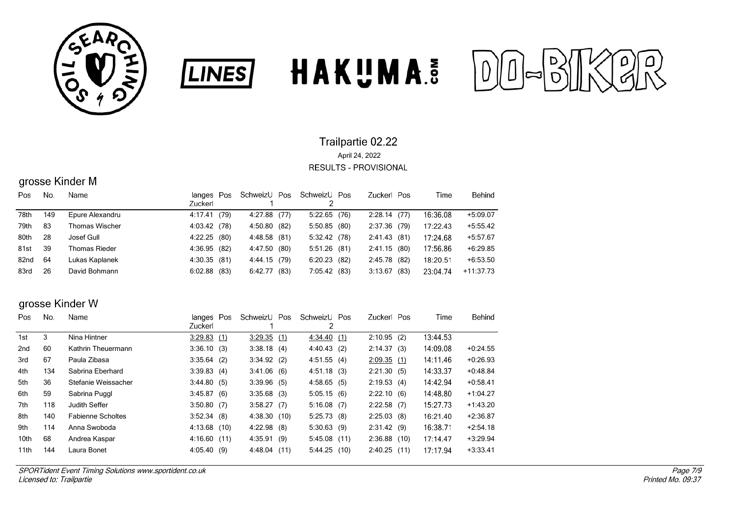# Trailpartie 02.22

April 24, 2022

RESULTS - PROVISIONAL

## grosse Kinder M

| Pos | No. | Name | langes Zuckerl | Pos | SchweizU 1 | Pos | SchweizU 2 | Pos | Zuckerl | Pos | Time | Behind |
|---|---|---|---|---|---|---|---|---|---|---|---|---|
| 78th | 149 | Epure Alexandru | 4:17.41 | (79) | 4:27.88 | (77) | 5:22.65 | (76) | 2:28.14 | (77) | 16:36.08 | +5:09.07 |
| 79th | 83 | Thomas Wischer | 4:03.42 | (78) | 4:50.80 | (82) | 5:50.85 | (80) | 2:37.36 | (79) | 17:22.43 | +5:55.42 |
| 80th | 28 | Josef Gull | 4:22.25 | (80) | 4:48.58 | (81) | 5:32.42 | (78) | 2:41.43 | (81) | 17:24.68 | +5:57.67 |
| 81st | 39 | Thomas Rieder | 4:36.95 | (82) | 4:47.50 | (80) | 5:51.26 | (81) | 2:41.15 | (80) | 17:56.86 | +6:29.85 |
| 82nd | 64 | Lukas Kaplanek | 4:30.35 | (81) | 4:44.15 | (79) | 6:20.23 | (82) | 2:45.78 | (82) | 18:20.51 | +6:53.50 |
| 83rd | 26 | David Bohmann | 6:02.88 | (83) | 6:42.77 | (83) | 7:05.42 | (83) | 3:13.67 | (83) | 23:04.74 | +11:37.73 |

## grosse Kinder W

| Pos | No. | Name | langes Zuckerl | Pos | SchweizU 1 | Pos | SchweizU 2 | Pos | Zuckerl | Pos | Time | Behind |
|---|---|---|---|---|---|---|---|---|---|---|---|---|
| 1st | 3 | Nina Hintner | 3:29.83 | (1) | 3:29.35 | (1) | 4:34.40 | (1) | 2:10.95 | (2) | 13:44.53 | |
| 2nd | 60 | Kathrin Theuermann | 3:36.10 | (3) | 3:38.18 | (4) | 4:40.43 | (2) | 2:14.37 | (3) | 14:09.08 | +0:24.55 |
| 3rd | 67 | Paula Zibasa | 3:35.64 | (2) | 3:34.92 | (2) | 4:51.55 | (4) | 2:09.35 | (1) | 14:11.46 | +0:26.93 |
| 4th | 134 | Sabrina Eberhard | 3:39.83 | (4) | 3:41.06 | (6) | 4:51.18 | (3) | 2:21.30 | (5) | 14:33.37 | +0:48.84 |
| 5th | 36 | Stefanie Weissacher | 3:44.80 | (5) | 3:39.96 | (5) | 4:58.65 | (5) | 2:19.53 | (4) | 14:42.94 | +0:58.41 |
| 6th | 59 | Sabrina Puggl | 3:45.87 | (6) | 3:35.68 | (3) | 5:05.15 | (6) | 2:22.10 | (6) | 14:48.80 | +1:04.27 |
| 7th | 118 | Judith Seffer | 3:50.80 | (7) | 3:58.27 | (7) | 5:16.08 | (7) | 2:22.58 | (7) | 15:27.73 | +1:43.20 |
| 8th | 140 | Fabienne Scholtes | 3:52.34 | (8) | 4:38.30 | (10) | 5:25.73 | (8) | 2:25.03 | (8) | 16:21.40 | +2:36.87 |
| 9th | 114 | Anna Swoboda | 4:13.68 | (10) | 4:22.98 | (8) | 5:30.63 | (9) | 2:31.42 | (9) | 16:38.71 | +2:54.18 |
| 10th | 68 | Andrea Kaspar | 4:16.60 | (11) | 4:35.91 | (9) | 5:45.08 | (11) | 2:36.88 | (10) | 17:14.47 | +3:29.94 |
| 11th | 144 | Laura Bonet | 4:05.40 | (9) | 4:48.04 | (11) | 5:44.25 | (10) | 2:40.25 | (11) | 17:17.94 | +3:33.41 |

*SPORTident Event Timing Solutions www.sportident.co.uk*
*Licensed to: Trailpartie*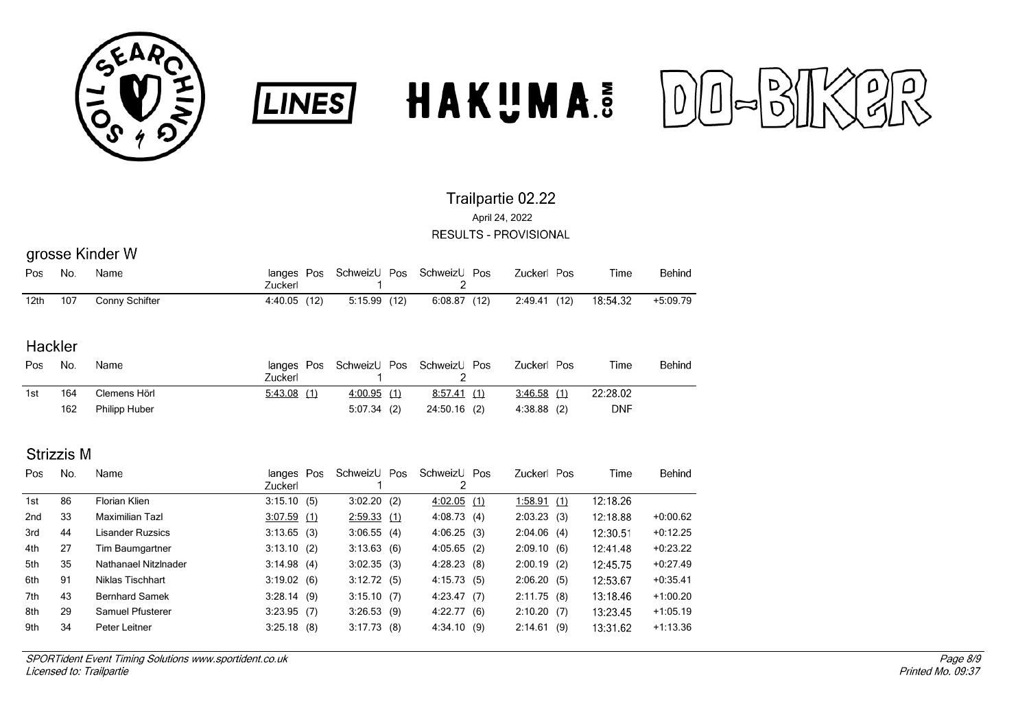# Trailpartie 02.22

April 24, 2022

RESULTS - PROVISIONAL

## grosse Kinder W

| Pos | No. | Name | langes Zuckerl | Pos | SchweizU 1 | Pos | SchweizU 2 | Pos | Zuckerl | Pos | Time | Behind |
|---|---|---|---|---|---|---|---|---|---|---|---|---|
| 12th | 107 | Conny Schifter | 4:40.05 | (12) | 5:15.99 | (12) | 6:08.87 | (12) | 2:49.41 | (12) | 18:54.32 | +5:09.79 |

## Hackler

| Pos | No. | Name | langes Zuckerl | Pos | SchweizU 1 | Pos | SchweizU 2 | Pos | Zuckerl | Pos | Time | Behind |
|---|---|---|---|---|---|---|---|---|---|---|---|---|
| 1st | 164 | Clemens Hörl | 5:43.08 | (1) | 4:00.95 | (1) | 8:57.41 | (1) | 3:46.58 | (1) | 22:28.02 | |
| | 162 | Philipp Huber | | | 5:07.34 | (2) | 24:50.16 | (2) | 4:38.88 | (2) | DNF | |

## Strizzis M

| Pos | No. | Name | langes Zuckerl | Pos | SchweizU 1 | Pos | SchweizU 2 | Pos | Zuckerl | Pos | Time | Behind |
|---|---|---|---|---|---|---|---|---|---|---|---|---|
| 1st | 86 | Florian Klien | 3:15.10 | (5) | 3:02.20 | (2) | 4:02.05 | (1) | 1:58.91 | (1) | 12:18.26 | |
| 2nd | 33 | Maximilian Tazl | 3:07.59 | (1) | 2:59.33 | (1) | 4:08.73 | (4) | 2:03.23 | (3) | 12:18.88 | +0:00.62 |
| 3rd | 44 | Lisander Ruzsics | 3:13.65 | (3) | 3:06.55 | (4) | 4:06.25 | (3) | 2:04.06 | (4) | 12:30.51 | +0:12.25 |
| 4th | 27 | Tim Baumgartner | 3:13.10 | (2) | 3:13.63 | (6) | 4:05.65 | (2) | 2:09.10 | (6) | 12:41.48 | +0:23.22 |
| 5th | 35 | Nathanael Nitzlnader | 3:14.98 | (4) | 3:02.35 | (3) | 4:28.23 | (8) | 2:00.19 | (2) | 12:45.75 | +0:27.49 |
| 6th | 91 | Niklas Tischhart | 3:19.02 | (6) | 3:12.72 | (5) | 4:15.73 | (5) | 2:06.20 | (5) | 12:53.67 | +0:35.41 |
| 7th | 43 | Bernhard Samek | 3:28.14 | (9) | 3:15.10 | (7) | 4:23.47 | (7) | 2:11.75 | (8) | 13:18.46 | +1:00.20 |
| 8th | 29 | Samuel Pfusterer | 3:23.95 | (7) | 3:26.53 | (9) | 4:22.77 | (6) | 2:10.20 | (7) | 13:23.45 | +1:05.19 |
| 9th | 34 | Peter Leitner | 3:25.18 | (8) | 3:17.73 | (8) | 4:34.10 | (9) | 2:14.61 | (9) | 13:31.62 | +1:13.36 |

*SPORTident Event Timing Solutions www.sportident.co.uk*
*Licensed to: Trailpartie*

*Printed Mo. 09:37*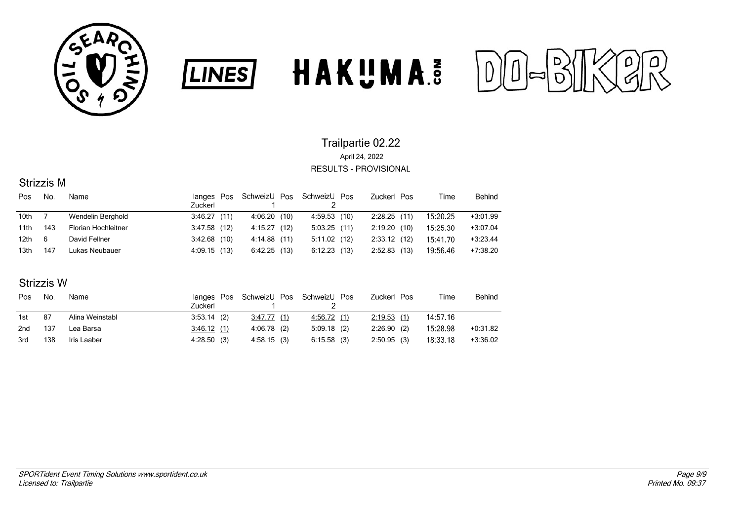# Trailpartie 02.22

April 24, 2022

RESULTS - PROVISIONAL

## Strizzis M

| Pos | No. | Name | langes Zuckerl | Pos | SchweizU 1 | Pos | SchweizU 2 | Pos | Zuckerl | Pos | Time | Behind |
|---|---|---|---|---|---|---|---|---|---|---|---|---|
| 10th | 7 | Wendelin Berghold | 3:46.27 | (11) | 4:06.20 | (10) | 4:59.53 | (10) | 2:28.25 | (11) | 15:20.25 | +3:01.99 |
| 11th | 143 | Florian Hochleitner | 3:47.58 | (12) | 4:15.27 | (12) | 5:03.25 | (11) | 2:19.20 | (10) | 15:25.30 | +3:07.04 |
| 12th | 6 | David Fellner | 3:42.68 | (10) | 4:14.88 | (11) | 5:11.02 | (12) | 2:33.12 | (12) | 15:41.70 | +3:23.44 |
| 13th | 147 | Lukas Neubauer | 4:09.15 | (13) | 6:42.25 | (13) | 6:12.23 | (13) | 2:52.83 | (13) | 19:56.46 | +7:38.20 |

## Strizzis W

| Pos | No. | Name | langes Zuckerl | Pos | SchweizU 1 | Pos | SchweizU 2 | Pos | Zuckerl | Pos | Time | Behind |
|---|---|---|---|---|---|---|---|---|---|---|---|---|
| 1st | 87 | Alina Weinstabl | 3:53.14 | (2) | 3:47.77 | (1) | 4:56.72 | (1) | 2:19.53 | (1) | 14:57.16 | |
| 2nd | 137 | Lea Barsa | 3:46.12 | (1) | 4:06.78 | (2) | 5:09.18 | (2) | 2:26.90 | (2) | 15:28.98 | +0:31.82 |
| 3rd | 138 | Iris Laaber | 4:28.50 | (3) | 4:58.15 | (3) | 6:15.58 | (3) | 2:50.95 | (3) | 18:33.18 | +3:36.02 |

*SPORTident Event Timing Solutions www.sportident.co.uk*
*Licensed to: Trailpartie*

*Printed Mo. 09:37*